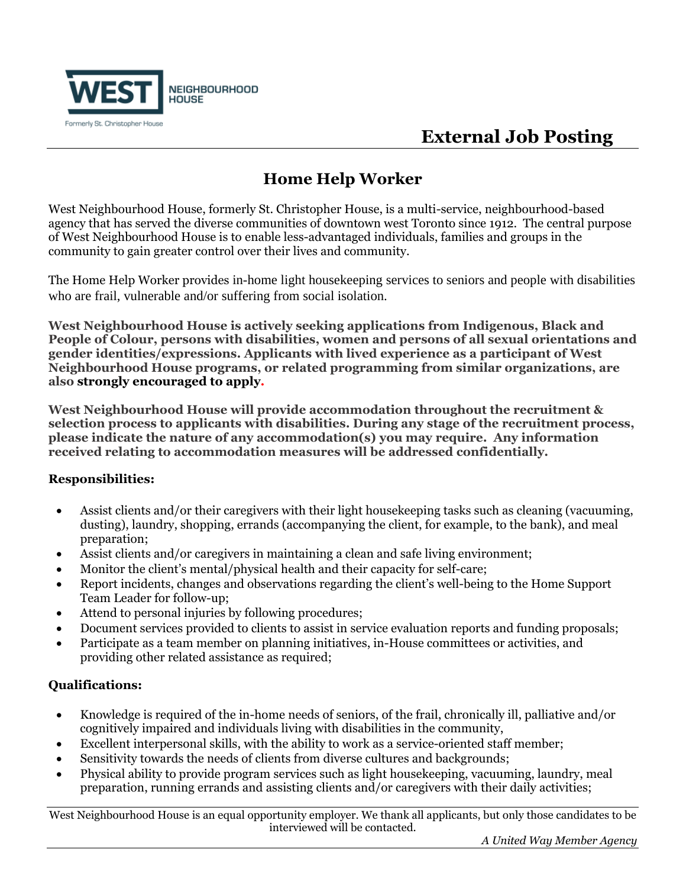WEST NEIGHBOURHOOD HOUSE

Formerly St. Christopher House

# External Job Posting

## Home Help Worker

West Neighbourhood House, formerly St. Christopher House, is a multi-service, neighbourhood-based agency that has served the diverse communities of downtown west Toronto since 1912. The central purpose of West Neighbourhood House is to enable less-advantaged individuals, families and groups in the community to gain greater control over their lives and community.

The Home Help Worker provides in-home light housekeeping services to seniors and people with disabilities who are frail, vulnerable and/or suffering from social isolation.

**West Neighbourhood House is actively seeking applications from Indigenous, Black and People of Colour, persons with disabilities, women and persons of all sexual orientations and gender identities/expressions. Applicants with lived experience as a participant of West Neighbourhood House programs, or related programming from similar organizations, are also strongly encouraged to apply.**

**West Neighbourhood House will provide accommodation throughout the recruitment & selection process to applicants with disabilities. During any stage of the recruitment process, please indicate the nature of any accommodation(s) you may require. Any information received relating to accommodation measures will be addressed confidentially.**

**Responsibilities:**

- Assist clients and/or their caregivers with their light housekeeping tasks such as cleaning (vacuuming, dusting), laundry, shopping, errands (accompanying the client, for example, to the bank), and meal preparation;
- Assist clients and/or caregivers in maintaining a clean and safe living environment;
- Monitor the client's mental/physical health and their capacity for self-care;
- Report incidents, changes and observations regarding the client's well-being to the Home Support Team Leader for follow-up;
- Attend to personal injuries by following procedures;
- Document services provided to clients to assist in service evaluation reports and funding proposals;
- Participate as a team member on planning initiatives, in-House committees or activities, and providing other related assistance as required;

**Qualifications:**

- Knowledge is required of the in-home needs of seniors, of the frail, chronically ill, palliative and/or cognitively impaired and individuals living with disabilities in the community,
- Excellent interpersonal skills, with the ability to work as a service-oriented staff member;
- Sensitivity towards the needs of clients from diverse cultures and backgrounds;
- Physical ability to provide program services such as light housekeeping, vacuuming, laundry, meal preparation, running errands and assisting clients and/or caregivers with their daily activities;

West Neighbourhood House is an equal opportunity employer. We thank all applicants, but only those candidates to be interviewed will be contacted.

*A United Way Member Agency*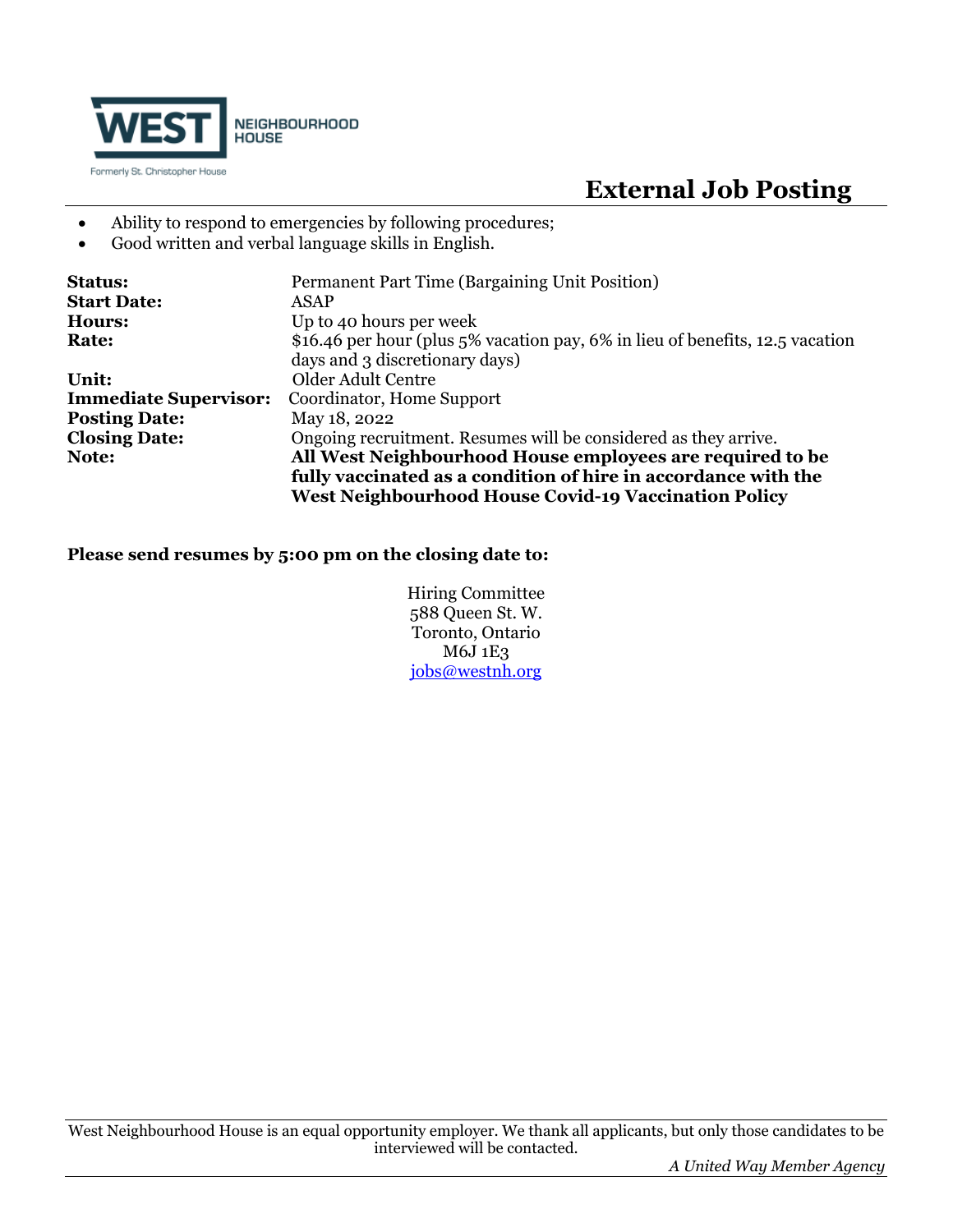- Ability to respond to emergencies by following procedures;
- Good written and verbal language skills in English.

| | |
|---|---|
| **Status:** | Permanent Part Time (Bargaining Unit Position) |
| **Start Date:** | ASAP |
| **Hours:** | Up to 40 hours per week |
| **Rate:** | $16.46 per hour (plus 5% vacation pay, 6% in lieu of benefits, 12.5 vacation days and 3 discretionary days) |
| **Unit:** | Older Adult Centre |
| **Immediate Supervisor:** | Coordinator, Home Support |
| **Posting Date:** | May 18, 2022 |
| **Closing Date:** | Ongoing recruitment. Resumes will be considered as they arrive. |
| **Note:** | **All West Neighbourhood House employees are required to be fully vaccinated as a condition of hire in accordance with the West Neighbourhood House Covid-19 Vaccination Policy** |

**Please send resumes by 5:00 pm on the closing date to:**

Hiring Committee
588 Queen St. W.
Toronto, Ontario
M6J 1E3
jobs@westnh.org

West Neighbourhood House is an equal opportunity employer. We thank all applicants, but only those candidates to be interviewed will be contacted.

*A United Way Member Agency*